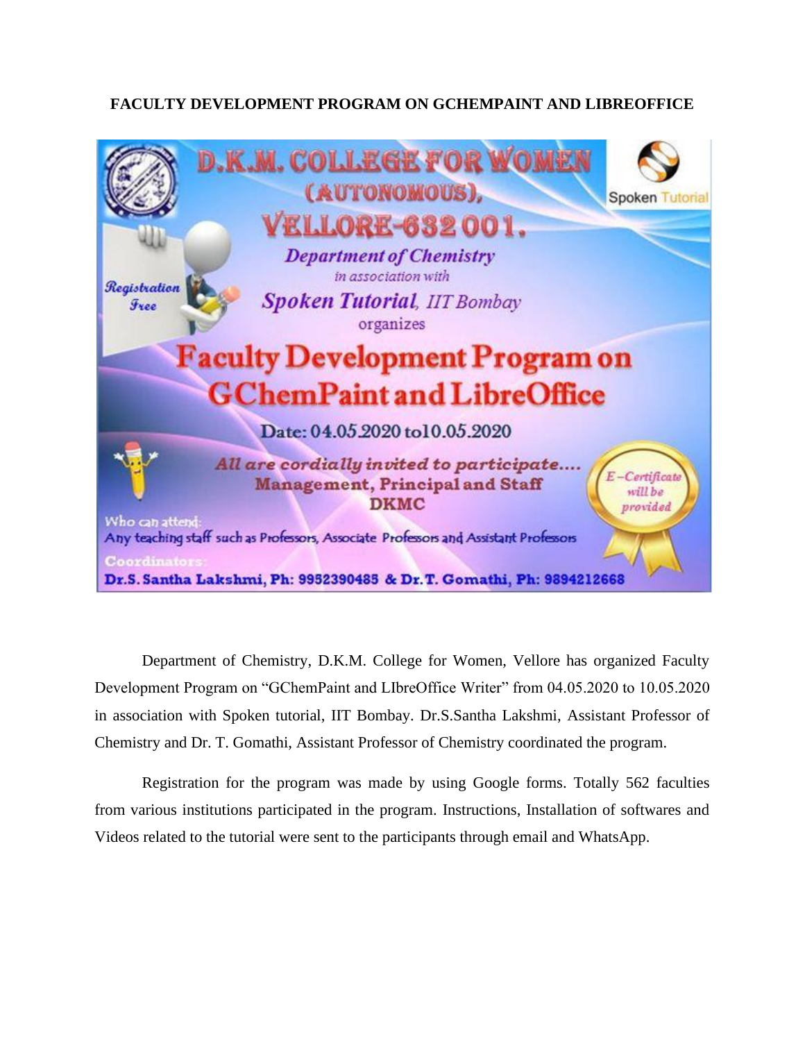# FACULTY DEVELOPMENT PROGRAM ON GCHEMPAINT AND LIBREOFFICE

**D.K.M. COLLEGE FOR WOMEN (AUTONOMOUS), VELLORE-632 001.**

Spoken Tutorial

Registration Free

*Department of Chemistry*

*in association with*

*Spoken Tutorial, IIT Bombay*

organizes

**Faculty Development Program on GChemPaint and LibreOffice**

Date: 04.05.2020 to10.05.2020

*All are cordially invited to participate....*

**Management, Principal and Staff**

**DKMC**

*E-Certificate will be provided*

Who can attend:

Any teaching staff such as Professors, Associate Professors and Assistant Professors

Coordinators:

**Dr.S. Santha Lakshmi, Ph: 9952390485 & Dr.T. Gomathi, Ph: 9894212668**

Department of Chemistry, D.K.M. College for Women, Vellore has organized Faculty Development Program on "GChemPaint and LIbreOffice Writer" from 04.05.2020 to 10.05.2020 in association with Spoken tutorial, IIT Bombay. Dr.S.Santha Lakshmi, Assistant Professor of Chemistry and Dr. T. Gomathi, Assistant Professor of Chemistry coordinated the program.

Registration for the program was made by using Google forms. Totally 562 faculties from various institutions participated in the program. Instructions, Installation of softwares and Videos related to the tutorial were sent to the participants through email and WhatsApp.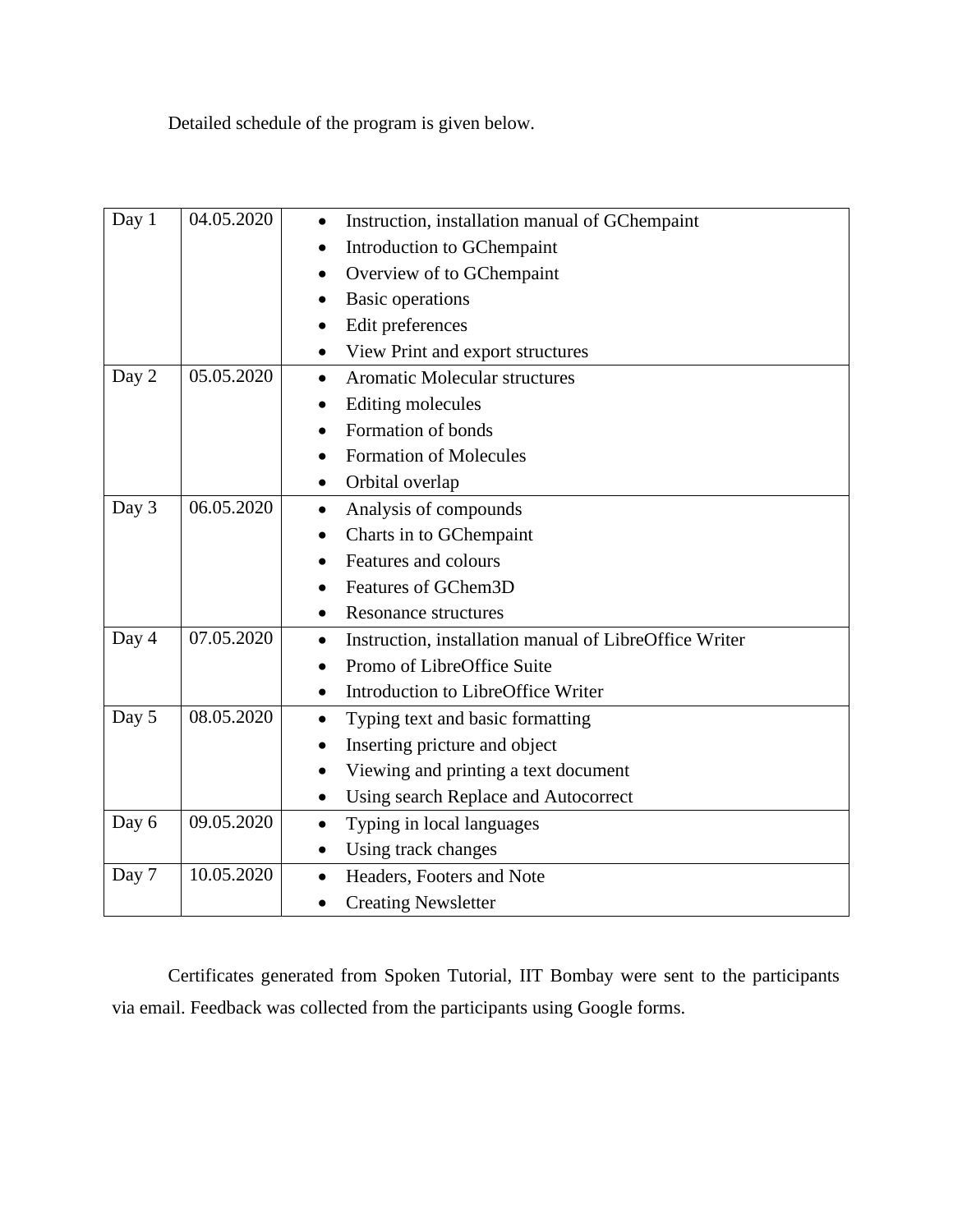Detailed schedule of the program is given below.

| | | |
|---|---|---|
| Day 1 | 04.05.2020 | • Instruction, installation manual of GChempaint<br>• Introduction to GChempaint<br>• Overview of to GChempaint<br>• Basic operations<br>• Edit preferences<br>• View Print and export structures |
| Day 2 | 05.05.2020 | • Aromatic Molecular structures<br>• Editing molecules<br>• Formation of bonds<br>• Formation of Molecules<br>• Orbital overlap |
| Day 3 | 06.05.2020 | • Analysis of compounds<br>• Charts in to GChempaint<br>• Features and colours<br>• Features of GChem3D<br>• Resonance structures |
| Day 4 | 07.05.2020 | • Instruction, installation manual of LibreOffice Writer<br>• Promo of LibreOffice Suite<br>• Introduction to LibreOffice Writer |
| Day 5 | 08.05.2020 | • Typing text and basic formatting<br>• Inserting pricture and object<br>• Viewing and printing a text document<br>• Using search Replace and Autocorrect |
| Day 6 | 09.05.2020 | • Typing in local languages<br>• Using track changes |
| Day 7 | 10.05.2020 | • Headers, Footers and Note<br>• Creating Newsletter |

Certificates generated from Spoken Tutorial, IIT Bombay were sent to the participants via email. Feedback was collected from the participants using Google forms.